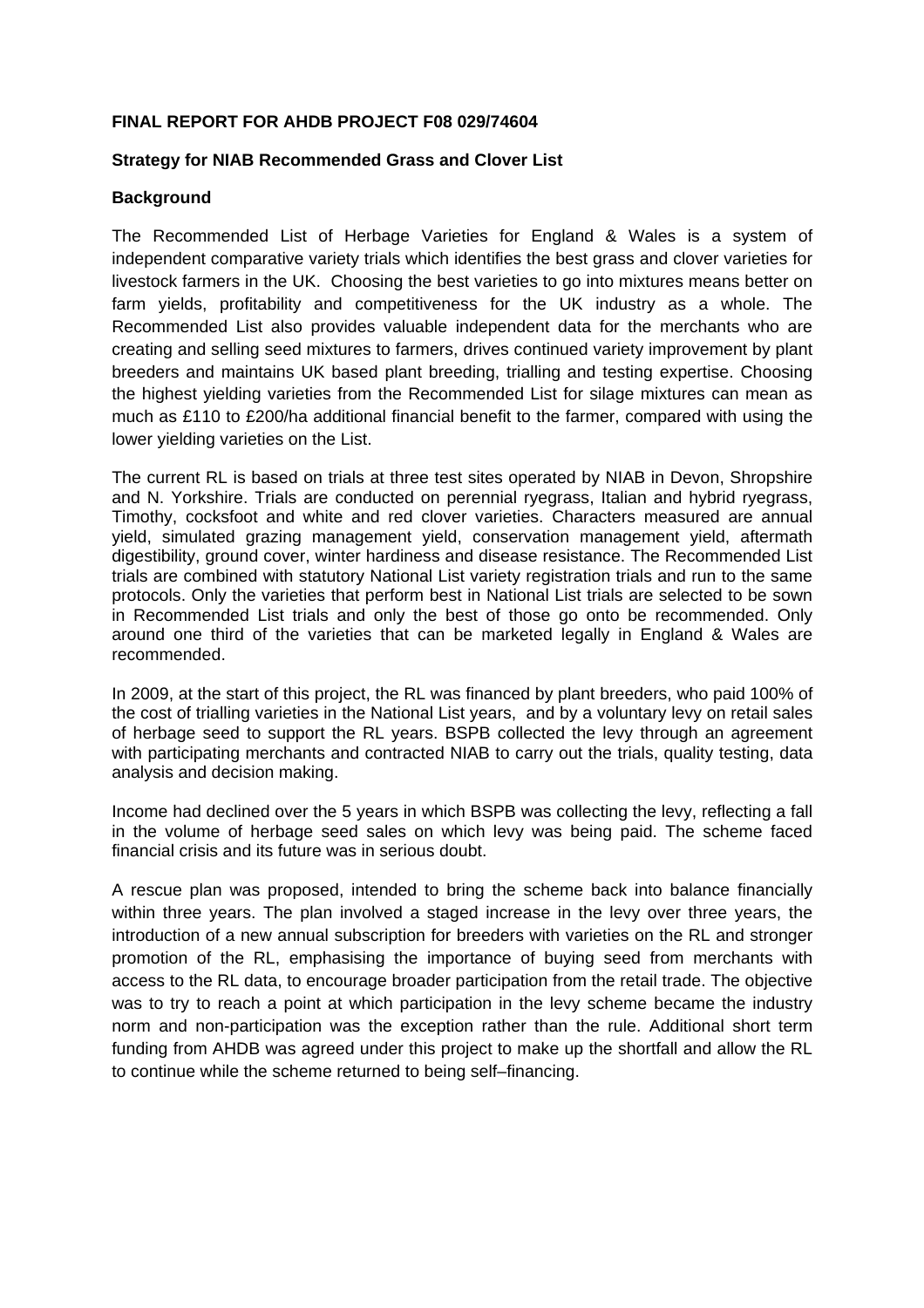**FINAL REPORT FOR AHDB PROJECT F08 029/74604**

**Strategy for NIAB Recommended Grass and Clover List**

**Background**

The Recommended List of Herbage Varieties for England & Wales is a system of independent comparative variety trials which identifies the best grass and clover varieties for livestock farmers in the UK. Choosing the best varieties to go into mixtures means better on farm yields, profitability and competitiveness for the UK industry as a whole. The Recommended List also provides valuable independent data for the merchants who are creating and selling seed mixtures to farmers, drives continued variety improvement by plant breeders and maintains UK based plant breeding, trialling and testing expertise. Choosing the highest yielding varieties from the Recommended List for silage mixtures can mean as much as £110 to £200/ha additional financial benefit to the farmer, compared with using the lower yielding varieties on the List.

The current RL is based on trials at three test sites operated by NIAB in Devon, Shropshire and N. Yorkshire. Trials are conducted on perennial ryegrass, Italian and hybrid ryegrass, Timothy, cocksfoot and white and red clover varieties. Characters measured are annual yield, simulated grazing management yield, conservation management yield, aftermath digestibility, ground cover, winter hardiness and disease resistance. The Recommended List trials are combined with statutory National List variety registration trials and run to the same protocols. Only the varieties that perform best in National List trials are selected to be sown in Recommended List trials and only the best of those go onto be recommended. Only around one third of the varieties that can be marketed legally in England & Wales are recommended.

In 2009, at the start of this project, the RL was financed by plant breeders, who paid 100% of the cost of trialling varieties in the National List years, and by a voluntary levy on retail sales of herbage seed to support the RL years. BSPB collected the levy through an agreement with participating merchants and contracted NIAB to carry out the trials, quality testing, data analysis and decision making.

Income had declined over the 5 years in which BSPB was collecting the levy, reflecting a fall in the volume of herbage seed sales on which levy was being paid. The scheme faced financial crisis and its future was in serious doubt.

A rescue plan was proposed, intended to bring the scheme back into balance financially within three years. The plan involved a staged increase in the levy over three years, the introduction of a new annual subscription for breeders with varieties on the RL and stronger promotion of the RL, emphasising the importance of buying seed from merchants with access to the RL data, to encourage broader participation from the retail trade. The objective was to try to reach a point at which participation in the levy scheme became the industry norm and non-participation was the exception rather than the rule. Additional short term funding from AHDB was agreed under this project to make up the shortfall and allow the RL to continue while the scheme returned to being self–financing.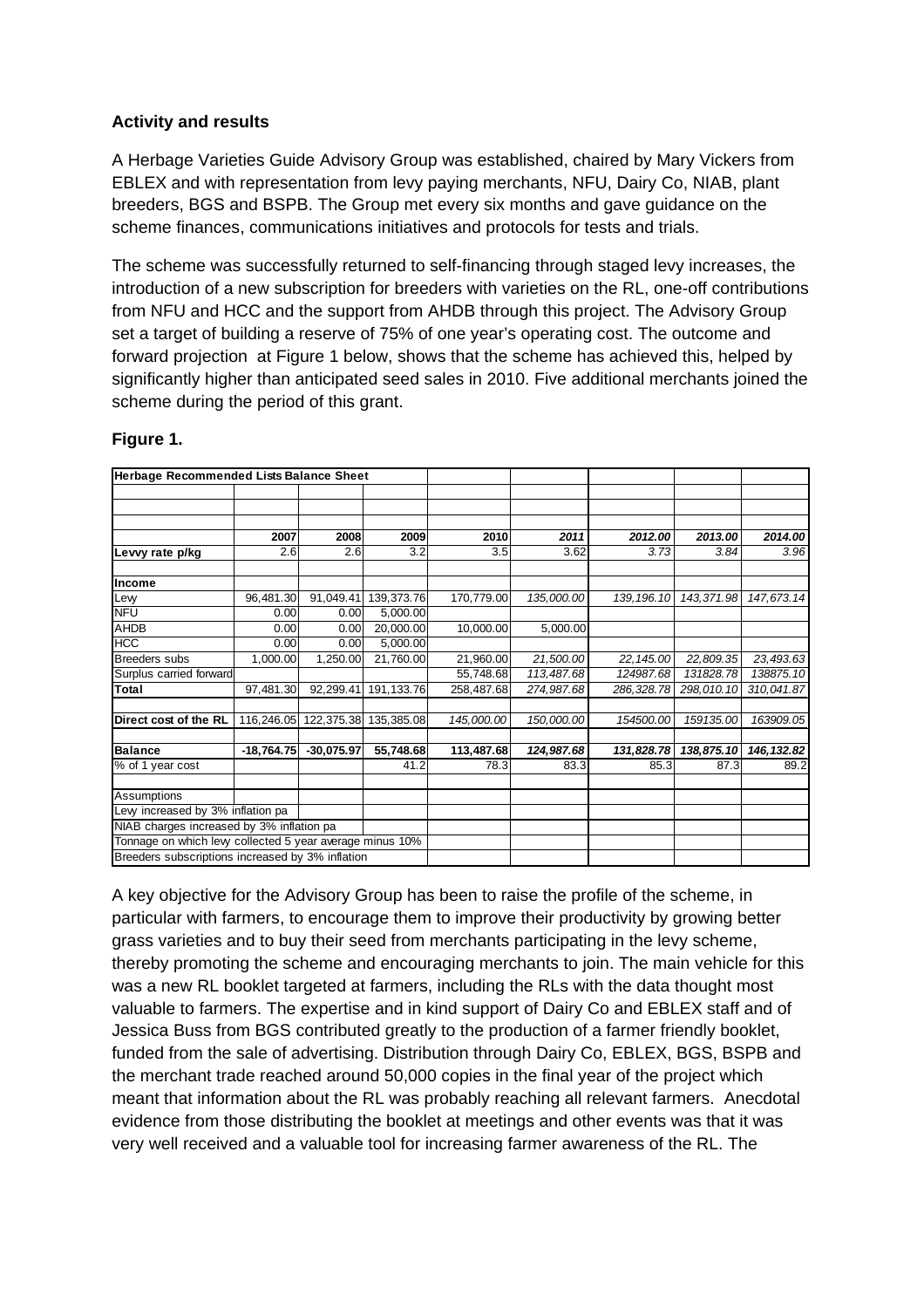**Activity and results**

A Herbage Varieties Guide Advisory Group was established, chaired by Mary Vickers from EBLEX and with representation from levy paying merchants, NFU, Dairy Co, NIAB, plant breeders, BGS and BSPB. The Group met every six months and gave guidance on the scheme finances, communications initiatives and protocols for tests and trials.

The scheme was successfully returned to self-financing through staged levy increases, the introduction of a new subscription for breeders with varieties on the RL, one-off contributions from NFU and HCC and the support from AHDB through this project. The Advisory Group set a target of building a reserve of 75% of one year's operating cost. The outcome and forward projection at Figure 1 below, shows that the scheme has achieved this, helped by significantly higher than anticipated seed sales in 2010. Five additional merchants joined the scheme during the period of this grant.

**Figure 1.**

| Herbage Recommended Lists Balance Sheet | | | | | | | | |
|---|---|---|---|---|---|---|---|---|
| | **2007** | **2008** | **2009** | **2010** | ***2011*** | ***2012.00*** | ***2013.00*** | ***2014.00*** |
| **Levvy rate p/kg** | 2.6 | 2.6 | 3.2 | 3.5 | 3.62 | *3.73* | *3.84* | *3.96* |
| **Income** | | | | | | | | |
| Levy | 96,481.30 | 91,049.41 | 139,373.76 | 170,779.00 | *135,000.00* | *139,196.10* | *143,371.98* | *147,673.14* |
| NFU | 0.00 | 0.00 | 5,000.00 | | | | | |
| AHDB | 0.00 | 0.00 | 20,000.00 | 10,000.00 | 5,000.00 | | | |
| HCC | 0.00 | 0.00 | 5,000.00 | | | | | |
| Breeders subs | 1,000.00 | 1,250.00 | 21,760.00 | 21,960.00 | *21,500.00* | *22,145.00* | *22,809.35* | *23,493.63* |
| Surplus carried forward | | | | 55,748.68 | *113,487.68* | *124987.68* | *131828.78* | *138875.10* |
| **Total** | 97,481.30 | 92,299.41 | 191,133.76 | 258,487.68 | *274,987.68* | *286,328.78* | *298,010.10* | *310,041.87* |
| **Direct cost of the RL** | 116,246.05 | 122,375.38 | 135,385.08 | *145,000.00* | *150,000.00* | *154500.00* | *159135.00* | *163909.05* |
| **Balance** | **-18,764.75** | **-30,075.97** | **55,748.68** | **113,487.68** | ***124,987.68*** | ***131,828.78*** | ***138,875.10*** | ***146,132.82*** |
| % of 1 year cost | | | 41.2 | 78.3 | 83.3 | 85.3 | 87.3 | 89.2 |
| Assumptions | | | | | | | | |
| Lew increased by 3% inflation pa | | | | | | | | |
| NIAB charges increased by 3% inflation pa | | | | | | | | |
| Tonnage on which levy collected 5 year average minus 10% | | | | | | | | |
| Breeders subscriptions increased by 3% inflation | | | | | | | | |

A key objective for the Advisory Group has been to raise the profile of the scheme, in particular with farmers, to encourage them to improve their productivity by growing better grass varieties and to buy their seed from merchants participating in the levy scheme, thereby promoting the scheme and encouraging merchants to join. The main vehicle for this was a new RL booklet targeted at farmers, including the RLs with the data thought most valuable to farmers. The expertise and in kind support of Dairy Co and EBLEX staff and of Jessica Buss from BGS contributed greatly to the production of a farmer friendly booklet, funded from the sale of advertising. Distribution through Dairy Co, EBLEX, BGS, BSPB and the merchant trade reached around 50,000 copies in the final year of the project which meant that information about the RL was probably reaching all relevant farmers. Anecdotal evidence from those distributing the booklet at meetings and other events was that it was very well received and a valuable tool for increasing farmer awareness of the RL. The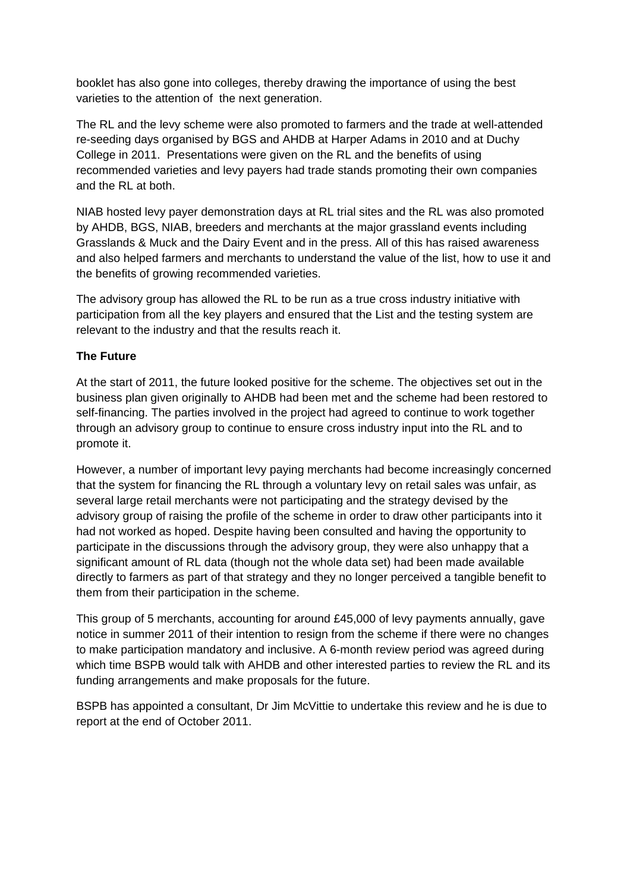booklet has also gone into colleges, thereby drawing the importance of using the best varieties to the attention of the next generation.

The RL and the levy scheme were also promoted to farmers and the trade at well-attended re-seeding days organised by BGS and AHDB at Harper Adams in 2010 and at Duchy College in 2011. Presentations were given on the RL and the benefits of using recommended varieties and levy payers had trade stands promoting their own companies and the RL at both.

NIAB hosted levy payer demonstration days at RL trial sites and the RL was also promoted by AHDB, BGS, NIAB, breeders and merchants at the major grassland events including Grasslands & Muck and the Dairy Event and in the press. All of this has raised awareness and also helped farmers and merchants to understand the value of the list, how to use it and the benefits of growing recommended varieties.

The advisory group has allowed the RL to be run as a true cross industry initiative with participation from all the key players and ensured that the List and the testing system are relevant to the industry and that the results reach it.

**The Future**

At the start of 2011, the future looked positive for the scheme. The objectives set out in the business plan given originally to AHDB had been met and the scheme had been restored to self-financing. The parties involved in the project had agreed to continue to work together through an advisory group to continue to ensure cross industry input into the RL and to promote it.

However, a number of important levy paying merchants had become increasingly concerned that the system for financing the RL through a voluntary levy on retail sales was unfair, as several large retail merchants were not participating and the strategy devised by the advisory group of raising the profile of the scheme in order to draw other participants into it had not worked as hoped. Despite having been consulted and having the opportunity to participate in the discussions through the advisory group, they were also unhappy that a significant amount of RL data (though not the whole data set) had been made available directly to farmers as part of that strategy and they no longer perceived a tangible benefit to them from their participation in the scheme.

This group of 5 merchants, accounting for around £45,000 of levy payments annually, gave notice in summer 2011 of their intention to resign from the scheme if there were no changes to make participation mandatory and inclusive. A 6-month review period was agreed during which time BSPB would talk with AHDB and other interested parties to review the RL and its funding arrangements and make proposals for the future.

BSPB has appointed a consultant, Dr Jim McVittie to undertake this review and he is due to report at the end of October 2011.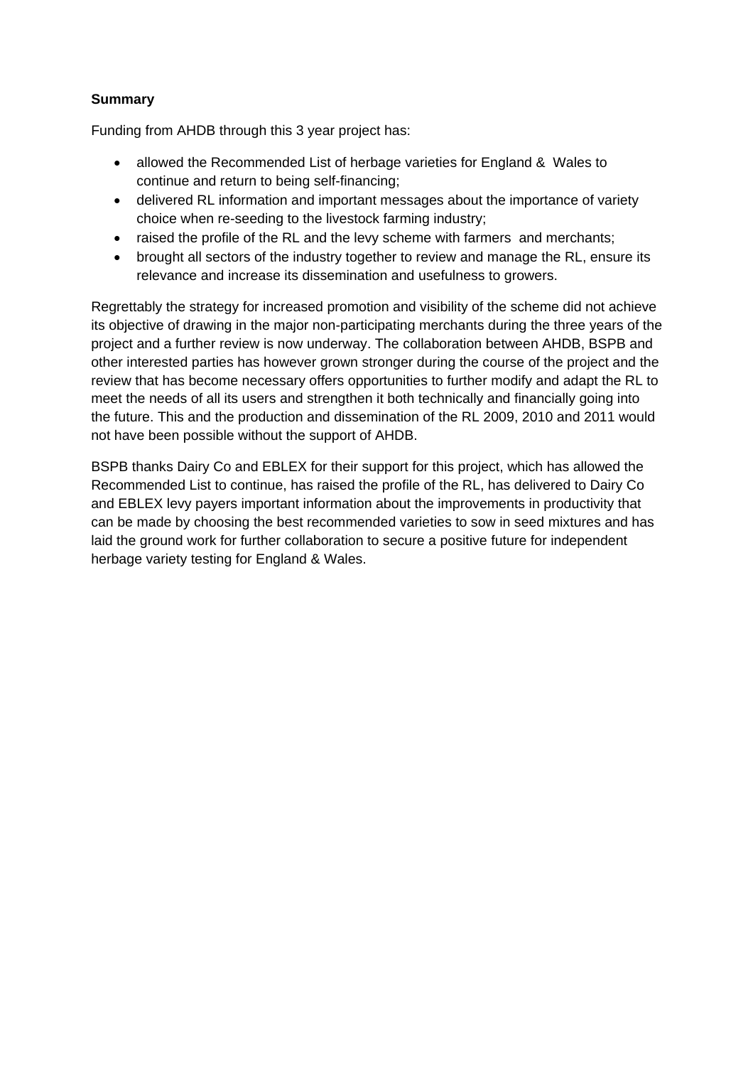**Summary**

Funding from AHDB through this 3 year project has:

- allowed the Recommended List of herbage varieties for England & Wales to continue and return to being self-financing;
- delivered RL information and important messages about the importance of variety choice when re-seeding to the livestock farming industry;
- raised the profile of the RL and the levy scheme with farmers and merchants;
- brought all sectors of the industry together to review and manage the RL, ensure its relevance and increase its dissemination and usefulness to growers.

Regrettably the strategy for increased promotion and visibility of the scheme did not achieve its objective of drawing in the major non-participating merchants during the three years of the project and a further review is now underway. The collaboration between AHDB, BSPB and other interested parties has however grown stronger during the course of the project and the review that has become necessary offers opportunities to further modify and adapt the RL to meet the needs of all its users and strengthen it both technically and financially going into the future. This and the production and dissemination of the RL 2009, 2010 and 2011 would not have been possible without the support of AHDB.

BSPB thanks Dairy Co and EBLEX for their support for this project, which has allowed the Recommended List to continue, has raised the profile of the RL, has delivered to Dairy Co and EBLEX levy payers important information about the improvements in productivity that can be made by choosing the best recommended varieties to sow in seed mixtures and has laid the ground work for further collaboration to secure a positive future for independent herbage variety testing for England & Wales.